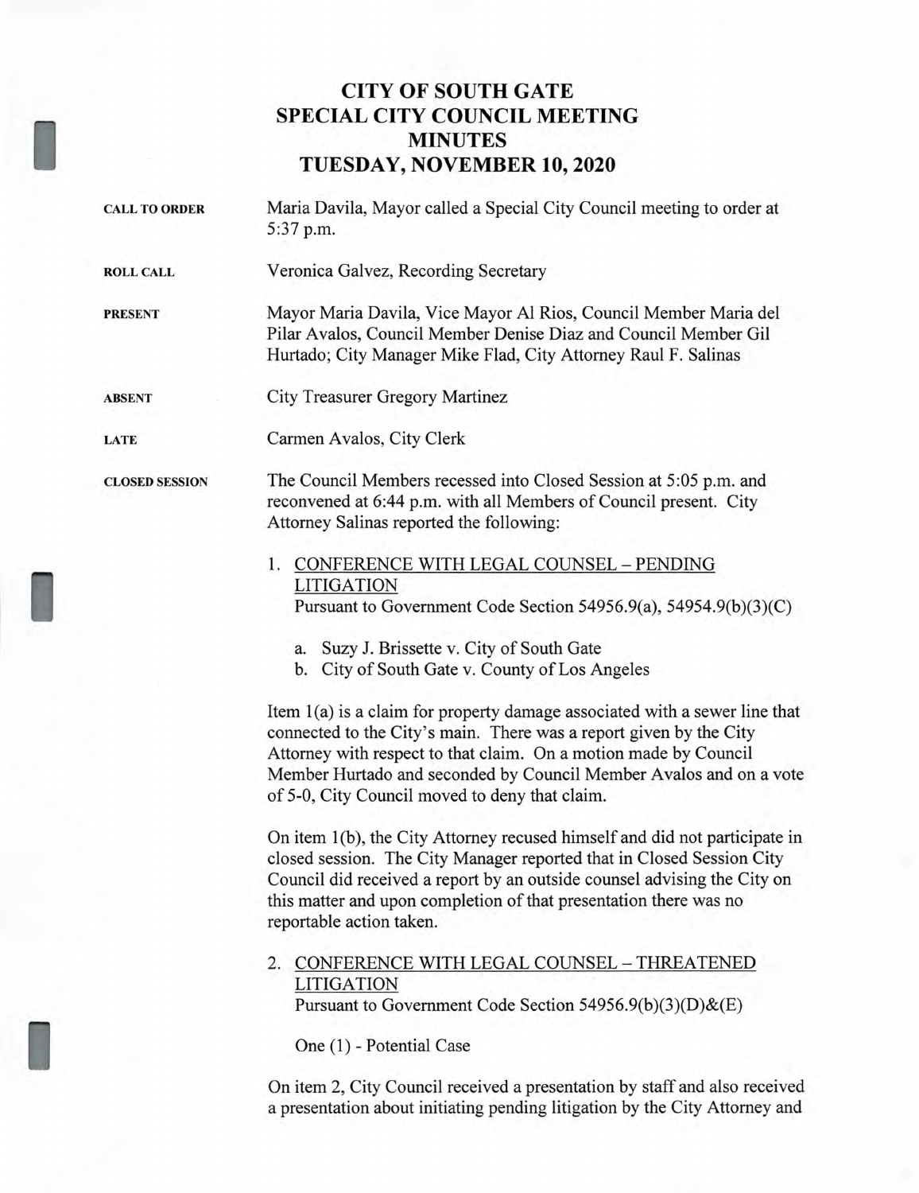# CITY OF SOUTH GATE
# SPECIAL CITY COUNCIL MEETING
# MINUTES
# TUESDAY, NOVEMBER 10, 2020

**CALL TO ORDER**

Maria Davila, Mayor called a Special City Council meeting to order at 5:37 p.m.

**ROLL CALL**

Veronica Galvez, Recording Secretary

**PRESENT**

Mayor Maria Davila, Vice Mayor Al Rios, Council Member Maria del Pilar Avalos, Council Member Denise Diaz and Council Member Gil Hurtado; City Manager Mike Flad, City Attorney Raul F. Salinas

**ABSENT**

City Treasurer Gregory Martinez

**LATE**

Carmen Avalos, City Clerk

**CLOSED SESSION**

The Council Members recessed into Closed Session at 5:05 p.m. and reconvened at 6:44 p.m. with all Members of Council present. City Attorney Salinas reported the following:

1. CONFERENCE WITH LEGAL COUNSEL – PENDING LITIGATION
   Pursuant to Government Code Section 54956.9(a), 54954.9(b)(3)(C)

   a. Suzy J. Brissette v. City of South Gate
   b. City of South Gate v. County of Los Angeles

Item 1(a) is a claim for property damage associated with a sewer line that connected to the City's main. There was a report given by the City Attorney with respect to that claim. On a motion made by Council Member Hurtado and seconded by Council Member Avalos and on a vote of 5-0, City Council moved to deny that claim.

On item 1(b), the City Attorney recused himself and did not participate in closed session. The City Manager reported that in Closed Session City Council did received a report by an outside counsel advising the City on this matter and upon completion of that presentation there was no reportable action taken.

2. CONFERENCE WITH LEGAL COUNSEL – THREATENED LITIGATION
   Pursuant to Government Code Section 54956.9(b)(3)(D)&(E)

   One (1) - Potential Case

On item 2, City Council received a presentation by staff and also received a presentation about initiating pending litigation by the City Attorney and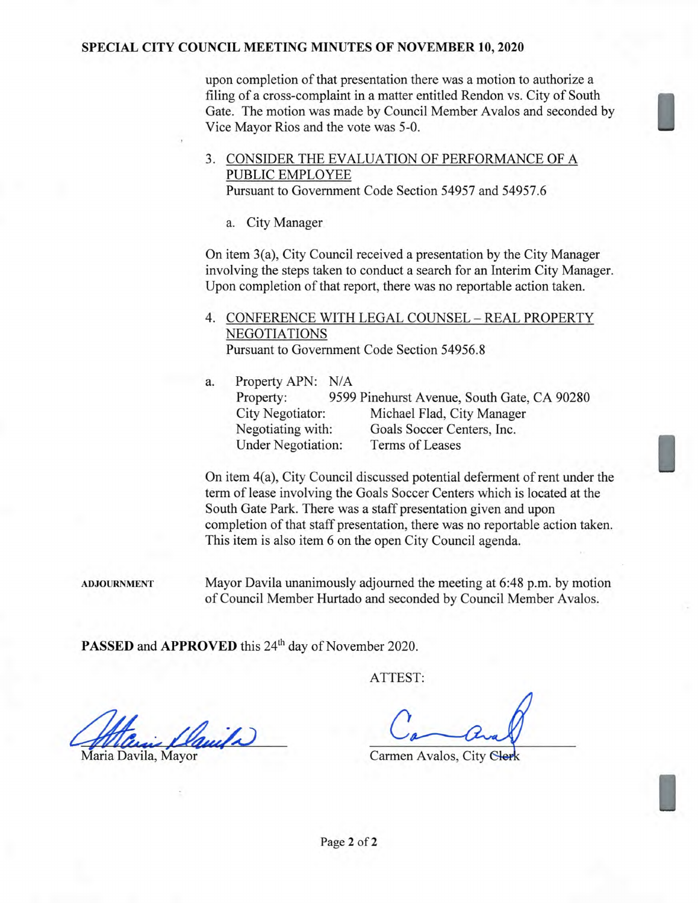upon completion of that presentation there was a motion to authorize a filing of a cross-complaint in a matter entitled Rendon vs. City of South Gate. The motion was made by Council Member Avalos and seconded by Vice Mayor Rios and the vote was 5-0.

3. CONSIDER THE EVALUATION OF PERFORMANCE OF A PUBLIC EMPLOYEE
   Pursuant to Government Code Section 54957 and 54957.6

   a. City Manager

On item 3(a), City Council received a presentation by the City Manager involving the steps taken to conduct a search for an Interim City Manager. Upon completion of that report, there was no reportable action taken.

4. CONFERENCE WITH LEGAL COUNSEL – REAL PROPERTY NEGOTIATIONS
   Pursuant to Government Code Section 54956.8

a. Property APN: N/A
   Property: 9599 Pinehurst Avenue, South Gate, CA 90280
   City Negotiator: Michael Flad, City Manager
   Negotiating with: Goals Soccer Centers, Inc.
   Under Negotiation: Terms of Leases

On item 4(a), City Council discussed potential deferment of rent under the term of lease involving the Goals Soccer Centers which is located at the South Gate Park. There was a staff presentation given and upon completion of that staff presentation, there was no reportable action taken. This item is also item 6 on the open City Council agenda.

**ADJOURNMENT**

Mayor Davila unanimously adjourned the meeting at 6:48 p.m. by motion of Council Member Hurtado and seconded by Council Member Avalos.

**PASSED** and **APPROVED** this 24th day of November 2020.

ATTEST:

Maria Davila, Mayor

Carmen Avalos, City Clerk